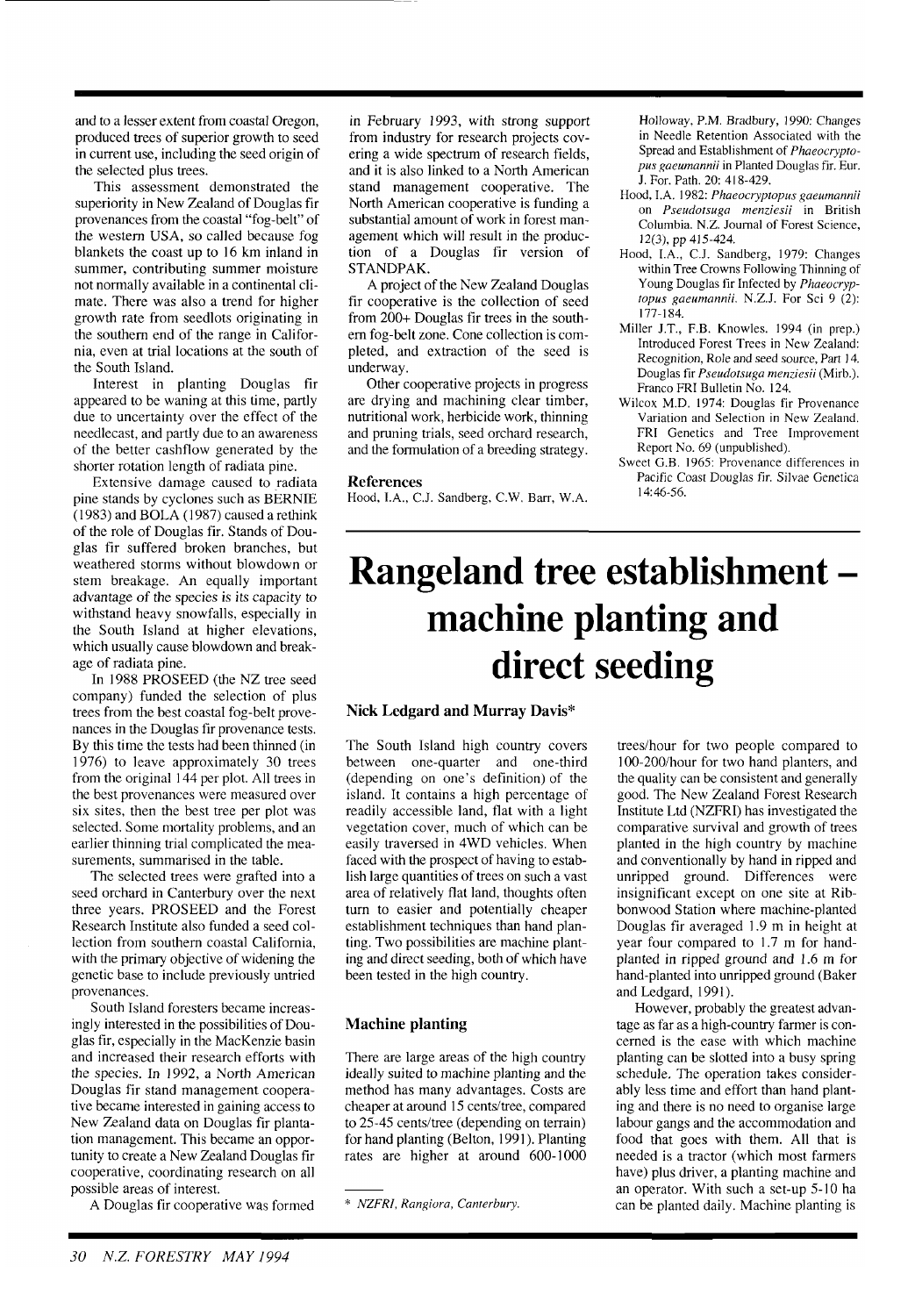and to a lesser extent from coastal Oregon, produced trees of superior growth to seed in current use, including the seed origin of the selected plus trees.

This assessment demonstrated the superiority in New Zealand of Douglas fir provenances from the coastal "fog-belt" of the western USA, so called because fog blankets the coast up to 16 km inland in summer, contributing summer moisture not normally available in a continental climate. There was also a trend for higher growth rate from seedlots originating in the southern end of the range in California, even at trial locations at the south of the South Island.

Interest in planting Douglas fir appeared to be waning at this time, partly due to uncertainty over the effect of the needlecast, and partly due to an awareness of the better cashflow generated by the shorter rotation length of radiata pine.

Extensive damage caused to radiata pine stands by cyclones such as BERNIE (1983) and BOLA (1987) caused a rethink of the role of Douglas fir. Stands of Douglas fir suffered broken branches, but weathered storms without blowdown or stem breakage. An equally important advantage of the species is its capacity to withstand heavy snowfalls, especially in the South Island at higher elevations, which usually cause blowdown and breakage of radiata pine.

In 1988 PROSEED (the NZ tree seed company) funded the selection of plus trees from the best coastal fog-belt provenances in the Douglas fir provenance tests. By this time the tests had been thinned (in 1976) to leave approximately 30 trees from the original 144 per plot. All trees in the best provenances were measured over six sites, then the best tree per plot was selected. Some mortality problems, and an earlier thinning trial complicated the measurements, summarised in the table.

The selected trees were grafted into a seed orchard in Canterbury over the next three years. PROSEED and the Forest Research Institute also funded a seed collection from southern coastal California, with the primary objective of widening the genetic base to include previously untried provenances.

South Island foresters became increasingly interested in the possibilities of Douglas fir, especially in the MacKenzie basin and increased their research efforts with the species. In 1992, a North American Douglas fir stand management cooperative became interested in gaining access to New Zealand data on Douglas fir plantation management. This became an opportunity to create a New Zealand Douglas fir cooperative, coordinating research on all possible areas of interest.

A Douglas fir cooperative was formed in February 1993, with strong support from industry for research projects covering a wide spectrum of research fields, and it is also linked to a North American stand management cooperative. The North American cooperative is funding a substantial amount of work in forest management which will result in the production of a Douglas fir version of STANDPAK.

A project of the New Zealand Douglas fir cooperative is the collection of seed from 200+ Douglas fir trees in the southern fog-belt zone. Cone collection is completed, and extraction of the seed is underway.

Other cooperative projects in progress are drying and machining clear timber, nutritional work, herbicide work, thinning and pruning trials, seed orchard research, and the formulation of a breeding strategy.

### References

Hood, I.A., C.J. Sandberg, C.W. Barr, W.A. Holloway, P.M. Bradbury, 1990: Changes in Needle Retention Associated with the Spread and Establishment of *Phaeocryptopus gaeumannii* in Planted Douglas fir. Eur. J. For. Path. 20: 418-429.

Hood, I.A. 1982: *Phaeocryptopus gaeumannii* on *Pseudotsuga menziesii* in British Columbia. N.Z. Journal of Forest Science, 12(3), pp 415-424.

Hood, I.A., C.J. Sandberg, 1979: Changes within Tree Crowns Following Thinning of Young Douglas fir Infected by *Phaeocryptopus gaeumannii*. N.Z.J. For Sci 9 (2): 177-184.

Miller J.T., F.B. Knowles. 1994 (in prep.) Introduced Forest Trees in New Zealand: Recognition, Role and seed source, Part 14. Douglas fir *Pseudotsuga menziesii* (Mirb.). Franco FRI Bulletin No. 124.

Wilcox M.D. 1974: Douglas fir Provenance Variation and Selection in New Zealand. FRI Genetics and Tree Improvement Report No. 69 (unpublished).

Sweet G.B. 1965: Provenance differences in Pacific Coast Douglas fir. Silvae Genetica 14:46-56.

# Rangeland tree establishment – machine planting and direct seeding

**Nick Ledgard and Murray Davis***

The South Island high country covers between one-quarter and one-third (depending on one's definition) of the island. It contains a high percentage of readily accessible land, flat with a light vegetation cover, much of which can be easily traversed in 4WD vehicles. When faced with the prospect of having to establish large quantities of trees on such a vast area of relatively flat land, thoughts often turn to easier and potentially cheaper establishment techniques than hand planting. Two possibilities are machine planting and direct seeding, both of which have been tested in the high country.

## Machine planting

There are large areas of the high country ideally suited to machine planting and the method has many advantages. Costs are cheaper at around 15 cents/tree, compared to 25-45 cents/tree (depending on terrain) for hand planting (Belton, 1991). Planting rates are higher at around 600-1000 trees/hour for two people compared to 100-200/hour for two hand planters, and the quality can be consistent and generally good. The New Zealand Forest Research Institute Ltd (NZFRI) has investigated the comparative survival and growth of trees planted in the high country by machine and conventionally by hand in ripped and unripped ground. Differences were insignificant except on one site at Ribbonwood Station where machine-planted Douglas fir averaged 1.9 m in height at year four compared to 1.7 m for hand-planted in ripped ground and 1.6 m for hand-planted into unripped ground (Baker and Ledgard, 1991).

However, probably the greatest advantage as far as a high-country farmer is concerned is the ease with which machine planting can be slotted into a busy spring schedule. The operation takes considerably less time and effort than hand planting and there is no need to organise large labour gangs and the accommodation and food that goes with them. All that is needed is a tractor (which most farmers have) plus driver, a planting machine and an operator. With such a set-up 5-10 ha can be planted daily. Machine planting is

\* *NZFRI, Rangiora, Canterbury.*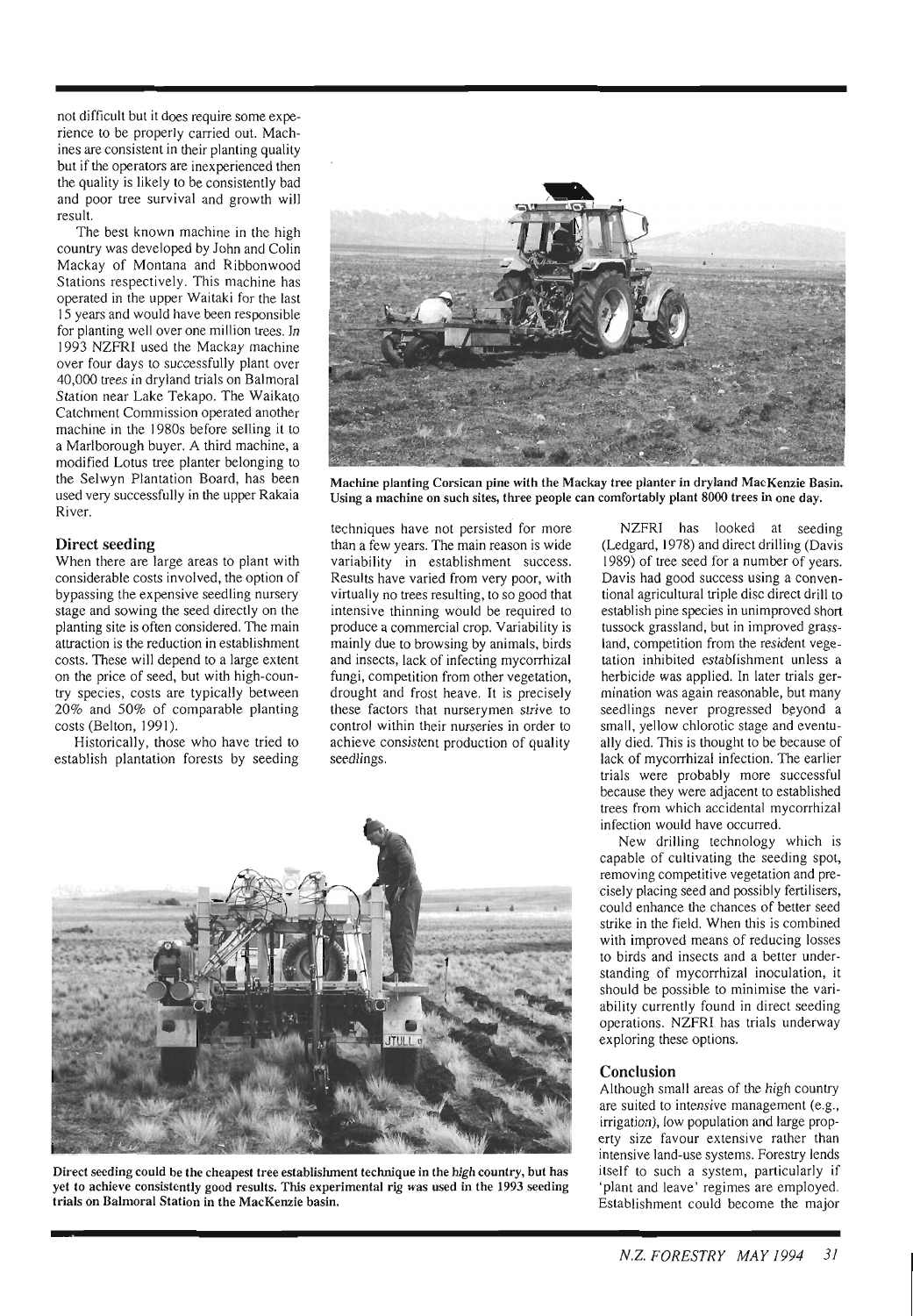not difficult but it does require some experience to be properly carried out. Machines are consistent in their planting quality but if the operators are inexperienced then the quality is likely to be consistently bad and poor tree survival and growth will result.

The best known machine in the high country was developed by John and Colin Mackay of Montana and Ribbonwood Stations respectively. This machine has operated in the upper Waitaki for the last 15 years and would have been responsible for planting well over one million trees. In 1993 NZFRI used the Mackay machine over four days to successfully plant over 40,000 trees in dryland trials on Balmoral Station near Lake Tekapo. The Waikato Catchment Commission operated another machine in the 1980s before selling it to a Marlborough buyer. A third machine, a modified Lotus tree planter belonging to the Selwyn Plantation Board, has been used very successfully in the upper Rakaia River.

**Machine planting Corsican pine with the Mackay tree planter in dryland MacKenzie Basin. Using a machine on such sites, three people can comfortably plant 8000 trees in one day.**

### Direct seeding

When there are large areas to plant with considerable costs involved, the option of bypassing the expensive seedling nursery stage and sowing the seed directly on the planting site is often considered. The main attraction is the reduction in establishment costs. These will depend to a large extent on the price of seed, but with high-country species, costs are typically between 20% and 50% of comparable planting costs (Belton, 1991).

Historically, those who have tried to establish plantation forests by seeding techniques have not persisted for more than a few years. The main reason is wide variability in establishment success. Results have varied from very poor, with virtually no trees resulting, to so good that intensive thinning would be required to produce a commercial crop. Variability is mainly due to browsing by animals, birds and insects, lack of infecting mycorrhizal fungi, competition from other vegetation, drought and frost heave. It is precisely these factors that nurserymen strive to control within their nurseries in order to achieve consistent production of quality seedlings.

NZFRI has looked at seeding (Ledgard, 1978) and direct drilling (Davis 1989) of tree seed for a number of years. Davis had good success using a conventional agricultural triple disc direct drill to establish pine species in unimproved short tussock grassland, but in improved grassland, competition from the resident vegetation inhibited establishment unless a herbicide was applied. In later trials germination was again reasonable, but many seedlings never progressed beyond a small, yellow chlorotic stage and eventually died. This is thought to be because of lack of mycorrhizal infection. The earlier trials were probably more successful because they were adjacent to established trees from which accidental mycorrhizal infection would have occurred.

New drilling technology which is capable of cultivating the seeding spot, removing competitive vegetation and precisely placing seed and possibly fertilisers, could enhance the chances of better seed strike in the field. When this is combined with improved means of reducing losses to birds and insects and a better understanding of mycorrhizal inoculation, it should be possible to minimise the variability currently found in direct seeding operations. NZFRI has trials underway exploring these options.

**Direct seeding could be the cheapest tree establishment technique in the high country, but has yet to achieve consistently good results. This experimental rig was used in the 1993 seeding trials on Balmoral Station in the MacKenzie basin.**

### Conclusion

Although small areas of the high country are suited to intensive management (e.g., irrigation), low population and large property size favour extensive rather than intensive land-use systems. Forestry lends itself to such a system, particularly if 'plant and leave' regimes are employed. Establishment could become the major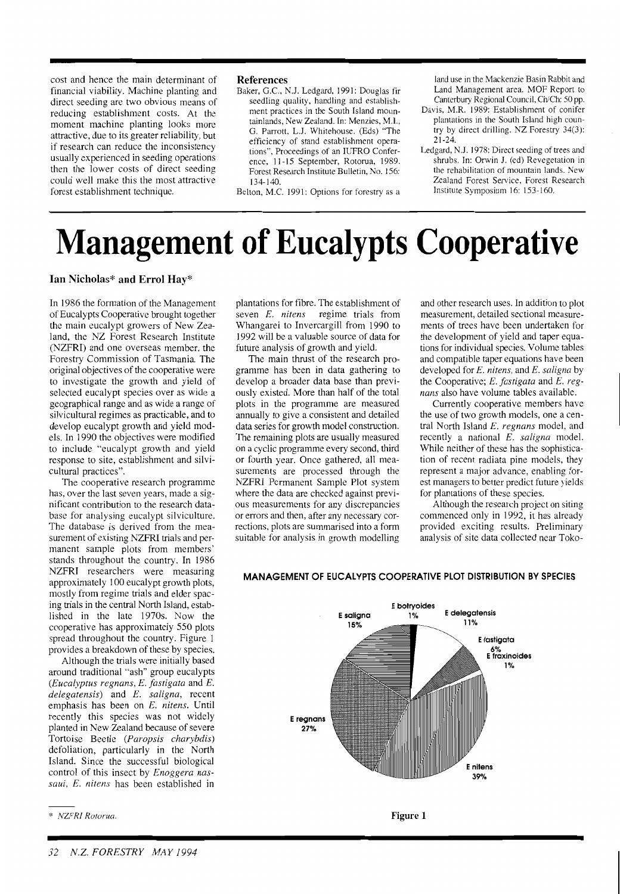cost and hence the main determinant of financial viability. Machine planting and direct seeding are two obvious means of reducing establishment costs. At the moment machine planting looks more attractive, due to its greater reliability, but if research can reduce the inconsistency usually experienced in seeding operations then the lower costs of direct seeding could well make this the most attractive forest establishment technique.

### References

Baker, G.C., N.J. Ledgard, 1991: Douglas fir seedling quality, handling and establishment practices in the South Island mountainlands, New Zealand. In: Menzies, M.I., G. Parrott, L.J. Whitehouse. (Eds) "The efficiency of stand establishment operations", Proceedings of an IUFRO Conference, 11-15 September, Rotorua, 1989. Forest Research Institute Bulletin, No. 156: 134-140.

Belton, M.C. 1991: Options for forestry as a land use in the Mackenzie Basin Rabbit and Land Management area. MOF Report to Canterbury Regional Council, Ch/Ch: 50 pp.

Davis, M.R. 1989: Establishment of conifer plantations in the South Island high country by direct drilling. NZ Forestry 34(3): 21-24.

Ledgard, N.J. 1978: Direct seeding of trees and shrubs. In: Orwin J. (ed) Revegetation in the rehabilitation of mountain lands. New Zealand Forest Service, Forest Research Institute Symposium 16: 153-160.

# Management of Eucalypts Cooperative

**Ian Nicholas\* and Errol Hay\***

In 1986 the formation of the Management of Eucalypts Cooperative brought together the main eucalypt growers of New Zealand, the NZ Forest Research Institute (NZFRI) and one overseas member, the Forestry Commission of Tasmania. The original objectives of the cooperative were to investigate the growth and yield of selected eucalypt species over as wide a geographical range and as wide a range of silvicultural regimes as practicable, and to develop eucalypt growth and yield models. In 1990 the objectives were modified to include "eucalypt growth and yield response to site, establishment and silvicultural practices".

The cooperative research programme has, over the last seven years, made a significant contribution to the research database for analysing eucalypt silviculture. The database is derived from the measurement of existing NZFRI trials and permanent sample plots from members' stands throughout the country. In 1986 NZFRI researchers were measuring approximately 100 eucalypt growth plots, mostly from regime trials and elder spacing trials in the central North Island, established in the late 1970s. Now the cooperative has approximately 550 plots spread throughout the country. Figure 1 provides a breakdown of these by species.

Although the trials were initially based around traditional "ash" group eucalypts (*Eucalyptus regnans*, *E. fastigata* and *E. delegatensis*) and *E. saligna*, recent emphasis has been on *E. nitens*. Until recently this species was not widely planted in New Zealand because of severe Tortoise Beetle (*Paropsis charybdis*) defoliation, particularly in the North Island. Since the successful biological control of this insect by *Enoggera nassaui*, *E. nitens* has been established in plantations for fibre. The establishment of seven *E. nitens* regime trials from Whangarei to Invercargill from 1990 to 1992 will be a valuable source of data for future analysis of growth and yield.

The main thrust of the research programme has been in data gathering to develop a broader data base than previously existed. More than half of the total plots in the programme are measured annually to give a consistent and detailed data series for growth model construction. The remaining plots are usually measured on a cyclic programme every second, third or fourth year. Once gathered, all measurements are processed through the NZFRI Permanent Sample Plot system where the data are checked against previous measurements for any discrepancies or errors and then, after any necessary corrections, plots are summarised into a form suitable for analysis in growth modelling and other research uses. In addition to plot measurement, detailed sectional measurements of trees have been undertaken for the development of yield and taper equations for individual species. Volume tables and compatible taper equations have been developed for *E. nitens*, and *E. saligna* by the Cooperative; *E. fastigata* and *E. regnans* also have volume tables available.

Currently cooperative members have the use of two growth models, one a central North Island *E. regnans* model, and recently a national *E. saligna* model. While neither of these has the sophistication of recent radiata pine models, they represent a major advance, enabling forest managers to better predict future yields for plantations of these species.

Although the research project on siting commenced only in 1992, it has already provided exciting results. Preliminary analysis of site data collected near Toko-

**MANAGEMENT OF EUCALYPTS COOPERATIVE PLOT DISTRIBUTION BY SPECIES**

E botryoides 1%
E saligna 15%
E delegatensis 11%
E fastigata 6%
E fraxinoides 1%
E regnans 27%
E nitens 39%

Figure 1

\* NZFRI Rotorua.